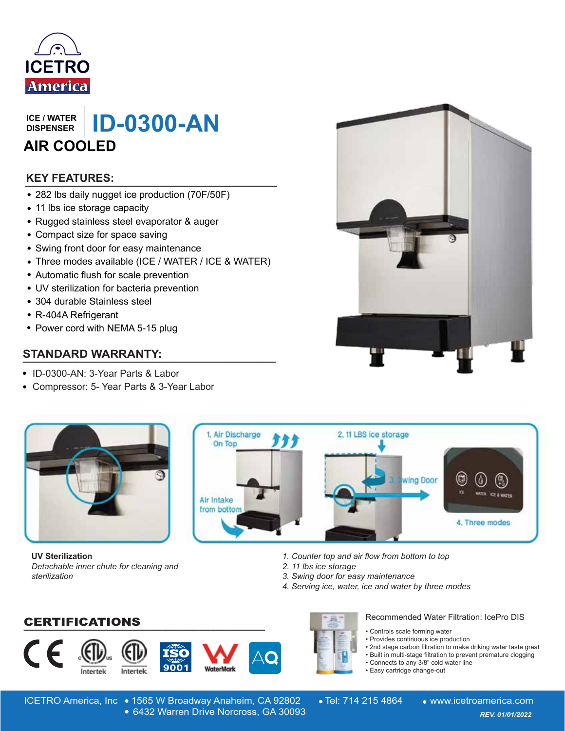ICETRO America

ICE / WATER DISPENSER

# ID-0300-AN

## AIR COOLED

### KEY FEATURES:

- 282 lbs daily nugget ice production (70F/50F)
- 11 lbs ice storage capacity
- Rugged stainless steel evaporator & auger
- Compact size for space saving
- Swing front door for easy maintenance
- Three modes available (ICE / WATER / ICE & WATER)
- Automatic flush for scale prevention
- UV sterilization for bacteria prevention
- 304 durable Stainless steel
- R-404A Refrigerant
- Power cord with NEMA 5-15 plug

### STANDARD WARRANTY:

- ID-0300-AN: 3-Year Parts & Labor
- Compressor: 5- Year Parts & 3-Year Labor

1. Air Discharge On Top
Air Intake from bottom
2. 11 LBS ice storage
3. Swing Door
4. Three modes

**UV Sterilization**
*Detachable inner chute for cleaning and sterilization*

1. *Counter top and air flow from bottom to top*
2. *11 lbs ice storage*
3. *Swing door for easy maintenance*
4. *Serving ice, water, ice and water by three modes*

### CERTIFICATIONS

CE, ETL (Intertek), ETL Sanitation (Intertek), ISO 9001, WaterMark, AQ

Recommended Water Filtration: IcePro DIS

- Controls scale forming water
- Provides continuous ice production
- 2nd stage carbon filtration to make driking water taste great
- Built in multi-stage filtration to prevent premature clogging
- Connects to any 3/8" cold water line
- Easy cartridge change-out

ICETRO America, Inc • 1565 W Broadway Anaheim, CA 92802 • 6432 Warren Drive Norcross, GA 30093 • Tel: 714 215 4864 • www.icetroamerica.com

*REV. 01/01/2022*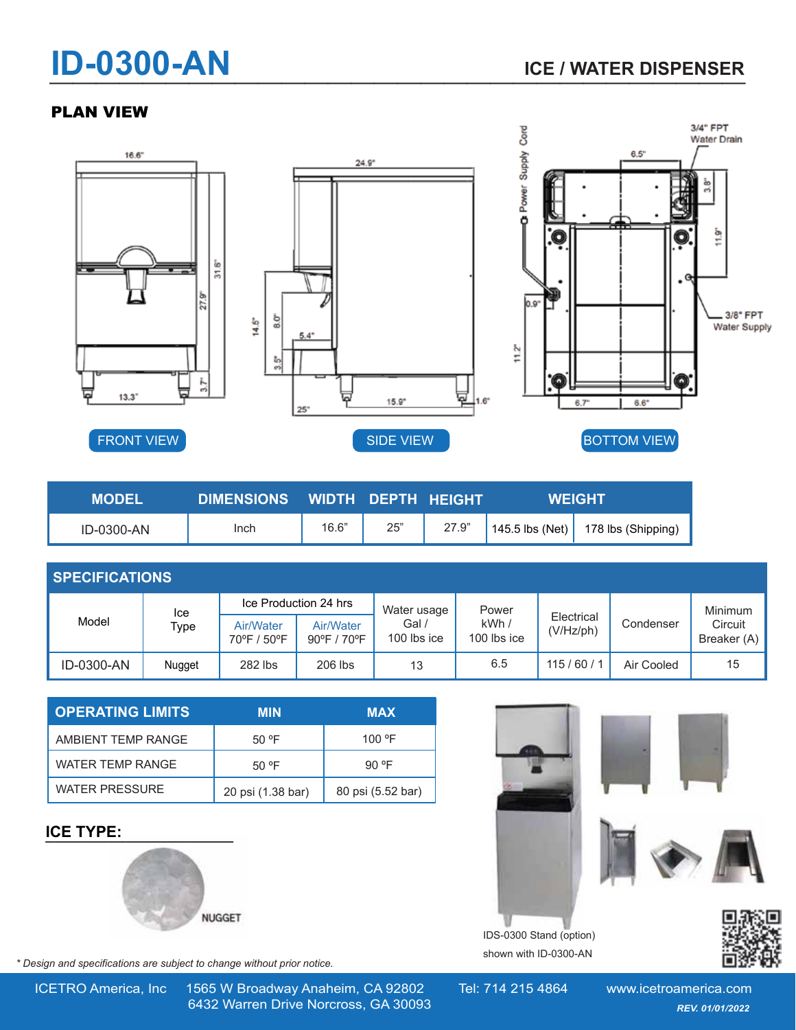# ID-0300-AN

## ICE / WATER DISPENSER

### PLAN VIEW

16.6"
27.9"
31.6"
3.7"
13.3"

FRONT VIEW

24.9"
14.5"
8.0"
5.4"
3.5"
25"
15.9"
1.6"

SIDE VIEW

Power Supply Cord
3/4" FPT Water Drain
6.5"
3.8"
11.9"
0.9"
3/8" FPT Water Supply
11.2"
6.7"
6.6"

BOTTOM VIEW

| MODEL | DIMENSIONS | WIDTH | DEPTH | HEIGHT | WEIGHT | |
|---|---|---|---|---|---|---|
| ID-0300-AN | Inch | 16.6" | 25" | 27.9" | 145.5 lbs (Net) | 178 lbs (Shipping) |

### SPECIFICATIONS

| Model | Ice Type | Ice Production 24 hrs | | Water usage Gal / 100 lbs ice | Power kWh / 100 lbs ice | Electrical (V/Hz/ph) | Condenser | Minimum Circuit Breaker (A) |
|---|---|---|---|---|---|---|---|---|
| | | Air/Water 70ºF / 50ºF | Air/Water 90ºF / 70ºF | | | | | |
| ID-0300-AN | Nugget | 282 lbs | 206 lbs | 13 | 6.5 | 115 / 60 / 1 | Air Cooled | 15 |

| OPERATING LIMITS | MIN | MAX |
|---|---|---|
| AMBIENT TEMP RANGE | 50 ºF | 100 ºF |
| WATER TEMP RANGE | 50 ºF | 90 ºF |
| WATER PRESSURE | 20 psi (1.38 bar) | 80 psi (5.52 bar) |

### ICE TYPE:

NUGGET

IDS-0300 Stand (option) shown with ID-0300-AN

*\* Design and specifications are subject to change without prior notice.*

ICETRO America, Inc 1565 W Broadway Anaheim, CA 92802 6432 Warren Drive Norcross, GA 30093 Tel: 714 215 4864 www.icetroamerica.com

REV. 01/01/2022